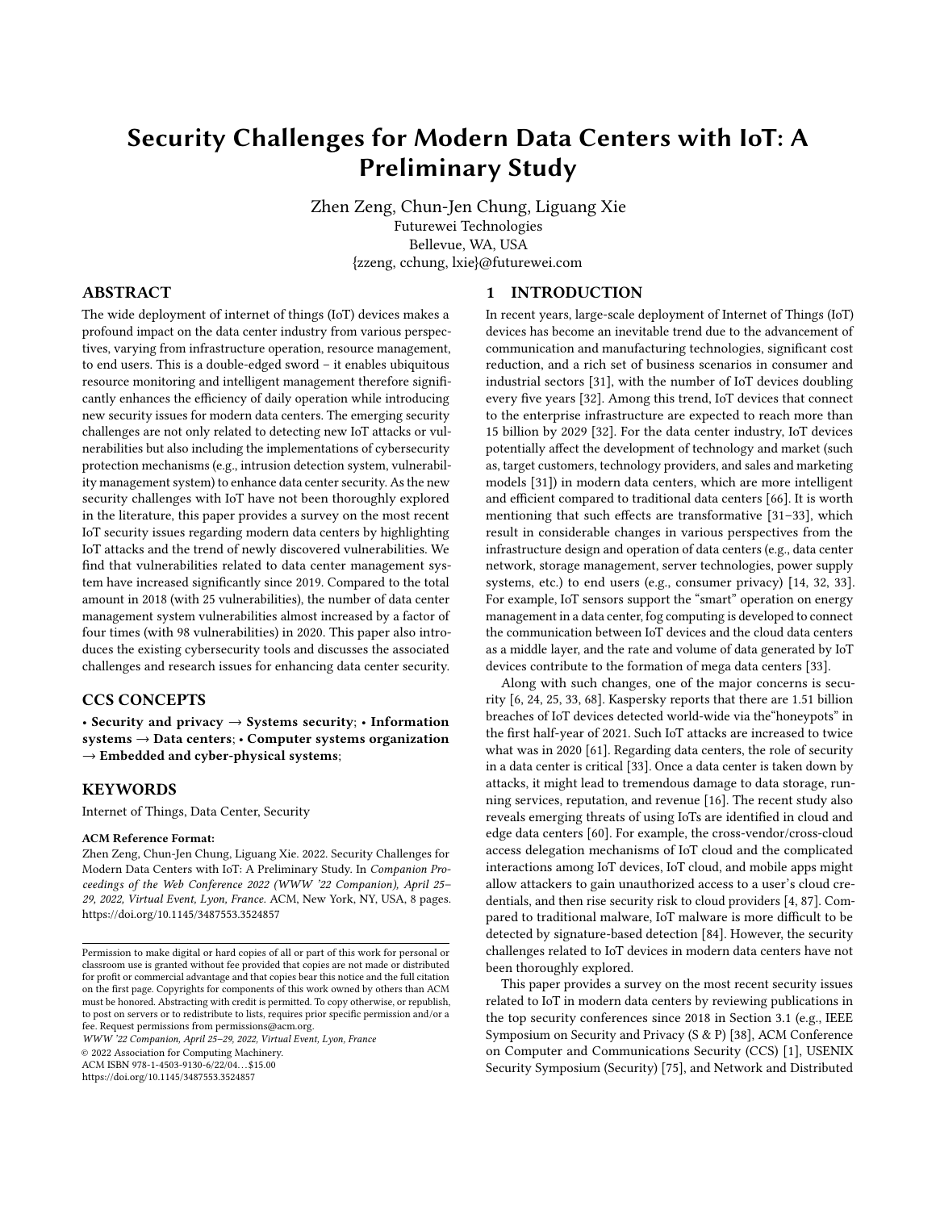# Security Challenges for Modern Data Centers with IoT: A Preliminary Study

Zhen Zeng, Chun-Jen Chung, Liguang Xie
Futurewei Technologies
Bellevue, WA, USA
{zzeng, cchung, lxie}@futurewei.com

## ABSTRACT

The wide deployment of internet of things (IoT) devices makes a profound impact on the data center industry from various perspectives, varying from infrastructure operation, resource management, to end users. This is a double-edged sword – it enables ubiquitous resource monitoring and intelligent management therefore significantly enhances the efficiency of daily operation while introducing new security issues for modern data centers. The emerging security challenges are not only related to detecting new IoT attacks or vulnerabilities but also including the implementations of cybersecurity protection mechanisms (e.g., intrusion detection system, vulnerability management system) to enhance data center security. As the new security challenges with IoT have not been thoroughly explored in the literature, this paper provides a survey on the most recent IoT security issues regarding modern data centers by highlighting IoT attacks and the trend of newly discovered vulnerabilities. We find that vulnerabilities related to data center management system have increased significantly since 2019. Compared to the total amount in 2018 (with 25 vulnerabilities), the number of data center management system vulnerabilities almost increased by a factor of four times (with 98 vulnerabilities) in 2020. This paper also introduces the existing cybersecurity tools and discusses the associated challenges and research issues for enhancing data center security.

## CCS CONCEPTS

• **Security and privacy** → **Systems security**; • **Information systems** → **Data centers**; • **Computer systems organization** → **Embedded and cyber-physical systems**;

## KEYWORDS

Internet of Things, Data Center, Security

**ACM Reference Format:**
Zhen Zeng, Chun-Jen Chung, Liguang Xie. 2022. Security Challenges for Modern Data Centers with IoT: A Preliminary Study. In *Companion Proceedings of the Web Conference 2022 (WWW '22 Companion), April 25–29, 2022, Virtual Event, Lyon, France.* ACM, New York, NY, USA, 8 pages. https://doi.org/10.1145/3487553.3524857

Permission to make digital or hard copies of all or part of this work for personal or classroom use is granted without fee provided that copies are not made or distributed for profit or commercial advantage and that copies bear this notice and the full citation on the first page. Copyrights for components of this work owned by others than ACM must be honored. Abstracting with credit is permitted. To copy otherwise, or republish, to post on servers or to redistribute to lists, requires prior specific permission and/or a fee. Request permissions from permissions@acm.org.
*WWW '22 Companion, April 25–29, 2022, Virtual Event, Lyon, France*
© 2022 Association for Computing Machinery.
ACM ISBN 978-1-4503-9130-6/22/04...$15.00
https://doi.org/10.1145/3487553.3524857

## 1 INTRODUCTION

In recent years, large-scale deployment of Internet of Things (IoT) devices has become an inevitable trend due to the advancement of communication and manufacturing technologies, significant cost reduction, and a rich set of business scenarios in consumer and industrial sectors [31], with the number of IoT devices doubling every five years [32]. Among this trend, IoT devices that connect to the enterprise infrastructure are expected to reach more than 15 billion by 2029 [32]. For the data center industry, IoT devices potentially affect the development of technology and market (such as, target customers, technology providers, and sales and marketing models [31]) in modern data centers, which are more intelligent and efficient compared to traditional data centers [66]. It is worth mentioning that such effects are transformative [31–33], which result in considerable changes in various perspectives from the infrastructure design and operation of data centers (e.g., data center network, storage management, server technologies, power supply systems, etc.) to end users (e.g., consumer privacy) [14, 32, 33]. For example, IoT sensors support the "smart" operation on energy management in a data center, fog computing is developed to connect the communication between IoT devices and the cloud data centers as a middle layer, and the rate and volume of data generated by IoT devices contribute to the formation of mega data centers [33].

Along with such changes, one of the major concerns is security [6, 24, 25, 33, 68]. Kaspersky reports that there are 1.51 billion breaches of IoT devices detected world-wide via the"honeypots" in the first half-year of 2021. Such IoT attacks are increased to twice what was in 2020 [61]. Regarding data centers, the role of security in a data center is critical [33]. Once a data center is taken down by attacks, it might lead to tremendous damage to data storage, running services, reputation, and revenue [16]. The recent study also reveals emerging threats of using IoTs are identified in cloud and edge data centers [60]. For example, the cross-vendor/cross-cloud access delegation mechanisms of IoT cloud and the complicated interactions among IoT devices, IoT cloud, and mobile apps might allow attackers to gain unauthorized access to a user's cloud credentials, and then rise security risk to cloud providers [4, 87]. Compared to traditional malware, IoT malware is more difficult to be detected by signature-based detection [84]. However, the security challenges related to IoT devices in modern data centers have not been thoroughly explored.

This paper provides a survey on the most recent security issues related to IoT in modern data centers by reviewing publications in the top security conferences since 2018 in Section 3.1 (e.g., IEEE Symposium on Security and Privacy (S & P) [38], ACM Conference on Computer and Communications Security (CCS) [1], USENIX Security Symposium (Security) [75], and Network and Distributed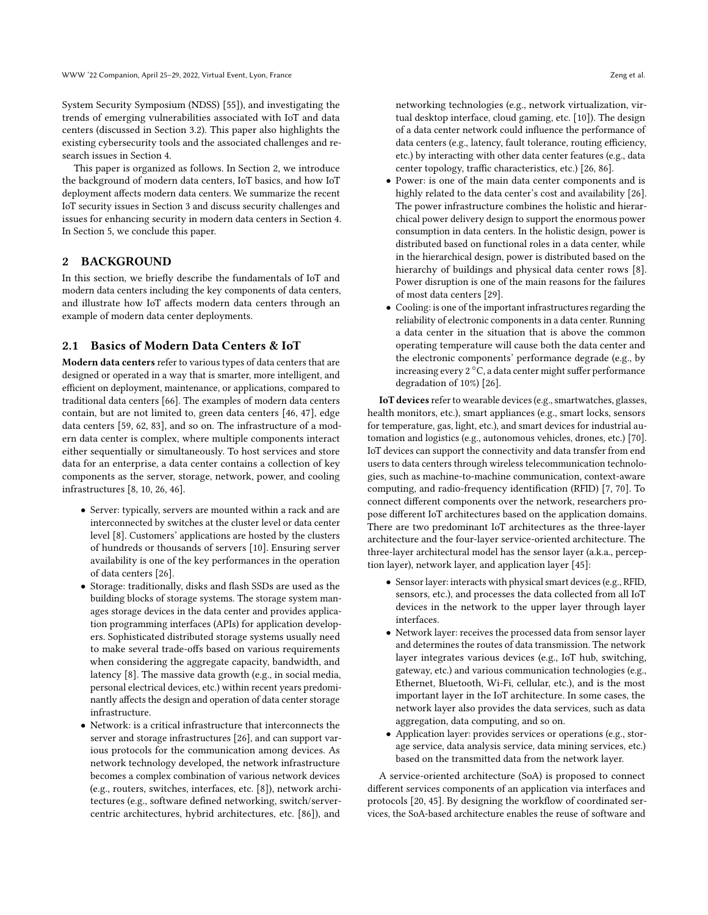System Security Symposium (NDSS) [55]), and investigating the trends of emerging vulnerabilities associated with IoT and data centers (discussed in Section 3.2). This paper also highlights the existing cybersecurity tools and the associated challenges and research issues in Section 4.

This paper is organized as follows. In Section 2, we introduce the background of modern data centers, IoT basics, and how IoT deployment affects modern data centers. We summarize the recent IoT security issues in Section 3 and discuss security challenges and issues for enhancing security in modern data centers in Section 4. In Section 5, we conclude this paper.

## 2 BACKGROUND

In this section, we briefly describe the fundamentals of IoT and modern data centers including the key components of data centers, and illustrate how IoT affects modern data centers through an example of modern data center deployments.

### 2.1 Basics of Modern Data Centers & IoT

**Modern data centers** refer to various types of data centers that are designed or operated in a way that is smarter, more intelligent, and efficient on deployment, maintenance, or applications, compared to traditional data centers [66]. The examples of modern data centers contain, but are not limited to, green data centers [46, 47], edge data centers [59, 62, 83], and so on. The infrastructure of a modern data center is complex, where multiple components interact either sequentially or simultaneously. To host services and store data for an enterprise, a data center contains a collection of key components as the server, storage, network, power, and cooling infrastructures [8, 10, 26, 46].

- Server: typically, servers are mounted within a rack and are interconnected by switches at the cluster level or data center level [8]. Customers' applications are hosted by the clusters of hundreds or thousands of servers [10]. Ensuring server availability is one of the key performances in the operation of data centers [26].
- Storage: traditionally, disks and flash SSDs are used as the building blocks of storage systems. The storage system manages storage devices in the data center and provides application programming interfaces (APIs) for application developers. Sophisticated distributed storage systems usually need to make several trade-offs based on various requirements when considering the aggregate capacity, bandwidth, and latency [8]. The massive data growth (e.g., in social media, personal electrical devices, etc.) within recent years predominantly affects the design and operation of data center storage infrastructure.
- Network: is a critical infrastructure that interconnects the server and storage infrastructures [26], and can support various protocols for the communication among devices. As network technology developed, the network infrastructure becomes a complex combination of various network devices (e.g., routers, switches, interfaces, etc. [8]), network architectures (e.g., software defined networking, switch/server-centric architectures, hybrid architectures, etc. [86]), and networking technologies (e.g., network virtualization, virtual desktop interface, cloud gaming, etc. [10]). The design of a data center network could influence the performance of data centers (e.g., latency, fault tolerance, routing efficiency, etc.) by interacting with other data center features (e.g., data center topology, traffic characteristics, etc.) [26, 86].
- Power: is one of the main data center components and is highly related to the data center's cost and availability [26]. The power infrastructure combines the holistic and hierarchical power delivery design to support the enormous power consumption in data centers. In the holistic design, power is distributed based on functional roles in a data center, while in the hierarchical design, power is distributed based on the hierarchy of buildings and physical data center rows [8]. Power disruption is one of the main reasons for the failures of most data centers [29].
- Cooling: is one of the important infrastructures regarding the reliability of electronic components in a data center. Running a data center in the situation that is above the common operating temperature will cause both the data center and the electronic components' performance degrade (e.g., by increasing every 2 °C, a data center might suffer performance degradation of 10%) [26].

**IoT devices** refer to wearable devices (e.g., smartwatches, glasses, health monitors, etc.), smart appliances (e.g., smart locks, sensors for temperature, gas, light, etc.), and smart devices for industrial automation and logistics (e.g., autonomous vehicles, drones, etc.) [70]. IoT devices can support the connectivity and data transfer from end users to data centers through wireless telecommunication technologies, such as machine-to-machine communication, context-aware computing, and radio-frequency identification (RFID) [7, 70]. To connect different components over the network, researchers propose different IoT architectures based on the application domains. There are two predominant IoT architectures as the three-layer architecture and the four-layer service-oriented architecture. The three-layer architectural model has the sensor layer (a.k.a., perception layer), network layer, and application layer [45]:

- Sensor layer: interacts with physical smart devices (e.g., RFID, sensors, etc.), and processes the data collected from all IoT devices in the network to the upper layer through layer interfaces.
- Network layer: receives the processed data from sensor layer and determines the routes of data transmission. The network layer integrates various devices (e.g., IoT hub, switching, gateway, etc.) and various communication technologies (e.g., Ethernet, Bluetooth, Wi-Fi, cellular, etc.), and is the most important layer in the IoT architecture. In some cases, the network layer also provides the data services, such as data aggregation, data computing, and so on.
- Application layer: provides services or operations (e.g., storage service, data analysis service, data mining services, etc.) based on the transmitted data from the network layer.

A service-oriented architecture (SoA) is proposed to connect different services components of an application via interfaces and protocols [20, 45]. By designing the workflow of coordinated services, the SoA-based architecture enables the reuse of software and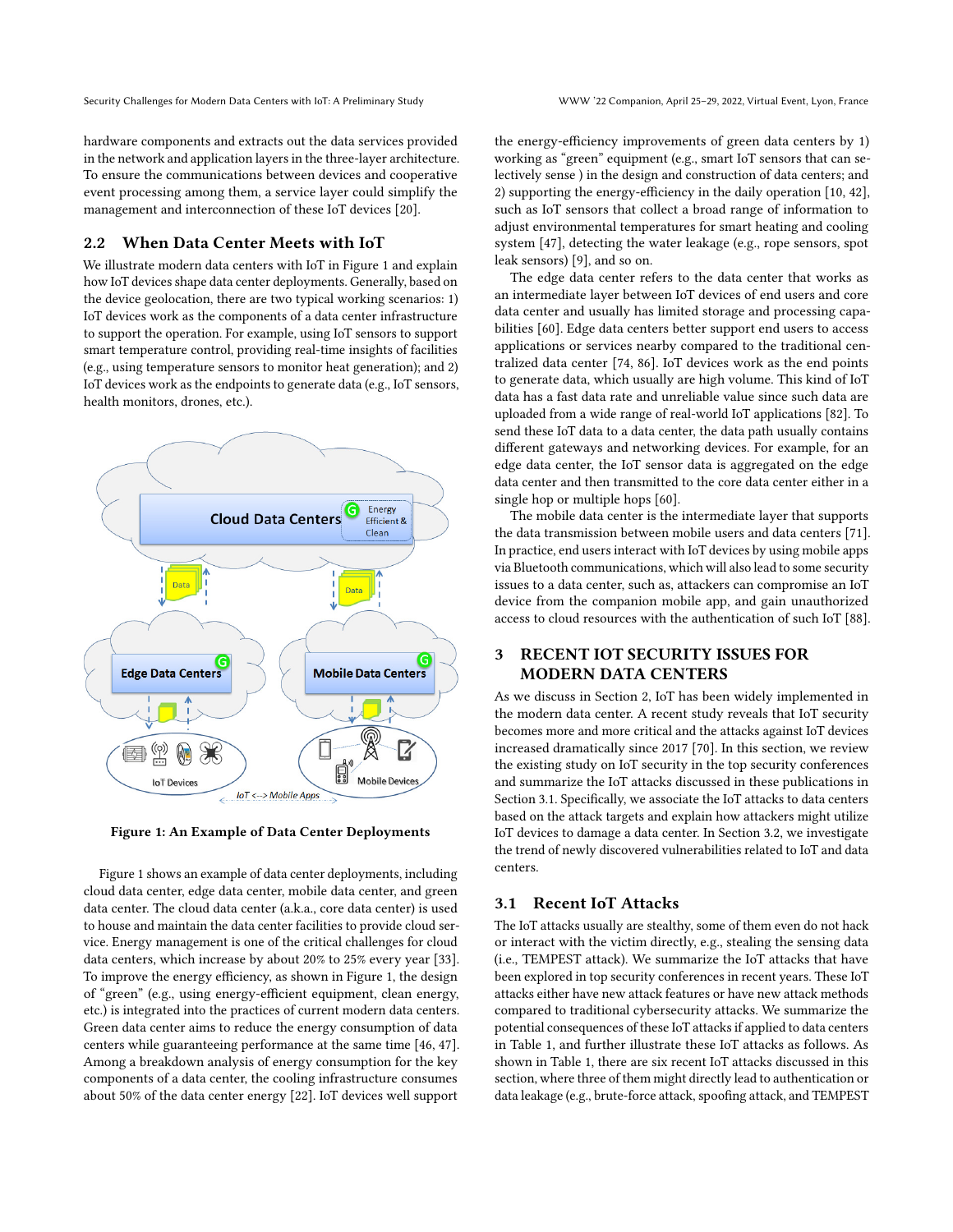hardware components and extracts out the data services provided in the network and application layers in the three-layer architecture. To ensure the communications between devices and cooperative event processing among them, a service layer could simplify the management and interconnection of these IoT devices [20].

## 2.2 When Data Center Meets with IoT

We illustrate modern data centers with IoT in Figure 1 and explain how IoT devices shape data center deployments. Generally, based on the device geolocation, there are two typical working scenarios: 1) IoT devices work as the components of a data center infrastructure to support the operation. For example, using IoT sensors to support smart temperature control, providing real-time insights of facilities (e.g., using temperature sensors to monitor heat generation); and 2) IoT devices work as the endpoints to generate data (e.g., IoT sensors, health monitors, drones, etc.).

**Figure 1: An Example of Data Center Deployments**

Figure 1 shows an example of data center deployments, including cloud data center, edge data center, mobile data center, and green data center. The cloud data center (a.k.a., core data center) is used to house and maintain the data center facilities to provide cloud service. Energy management is one of the critical challenges for cloud data centers, which increase by about 20% to 25% every year [33]. To improve the energy efficiency, as shown in Figure 1, the design of "green" (e.g., using energy-efficient equipment, clean energy, etc.) is integrated into the practices of current modern data centers. Green data center aims to reduce the energy consumption of data centers while guaranteeing performance at the same time [46, 47]. Among a breakdown analysis of energy consumption for the key components of a data center, the cooling infrastructure consumes about 50% of the data center energy [22]. IoT devices well support the energy-efficiency improvements of green data centers by 1) working as "green" equipment (e.g., smart IoT sensors that can selectively sense ) in the design and construction of data centers; and 2) supporting the energy-efficiency in the daily operation [10, 42], such as IoT sensors that collect a broad range of information to adjust environmental temperatures for smart heating and cooling system [47], detecting the water leakage (e.g., rope sensors, spot leak sensors) [9], and so on.

The edge data center refers to the data center that works as an intermediate layer between IoT devices of end users and core data center and usually has limited storage and processing capabilities [60]. Edge data centers better support end users to access applications or services nearby compared to the traditional centralized data center [74, 86]. IoT devices work as the end points to generate data, which usually are high volume. This kind of IoT data has a fast data rate and unreliable value since such data are uploaded from a wide range of real-world IoT applications [82]. To send these IoT data to a data center, the data path usually contains different gateways and networking devices. For example, for an edge data center, the IoT sensor data is aggregated on the edge data center and then transmitted to the core data center either in a single hop or multiple hops [60].

The mobile data center is the intermediate layer that supports the data transmission between mobile users and data centers [71]. In practice, end users interact with IoT devices by using mobile apps via Bluetooth communications, which will also lead to some security issues to a data center, such as, attackers can compromise an IoT device from the companion mobile app, and gain unauthorized access to cloud resources with the authentication of such IoT [88].

# 3 RECENT IOT SECURITY ISSUES FOR MODERN DATA CENTERS

As we discuss in Section 2, IoT has been widely implemented in the modern data center. A recent study reveals that IoT security becomes more and more critical and the attacks against IoT devices increased dramatically since 2017 [70]. In this section, we review the existing study on IoT security in the top security conferences and summarize the IoT attacks discussed in these publications in Section 3.1. Specifically, we associate the IoT attacks to data centers based on the attack targets and explain how attackers might utilize IoT devices to damage a data center. In Section 3.2, we investigate the trend of newly discovered vulnerabilities related to IoT and data centers.

## 3.1 Recent IoT Attacks

The IoT attacks usually are stealthy, some of them even do not hack or interact with the victim directly, e.g., stealing the sensing data (i.e., TEMPEST attack). We summarize the IoT attacks that have been explored in top security conferences in recent years. These IoT attacks either have new attack features or have new attack methods compared to traditional cybersecurity attacks. We summarize the potential consequences of these IoT attacks if applied to data centers in Table 1, and further illustrate these IoT attacks as follows. As shown in Table 1, there are six recent IoT attacks discussed in this section, where three of them might directly lead to authentication or data leakage (e.g., brute-force attack, spoofing attack, and TEMPEST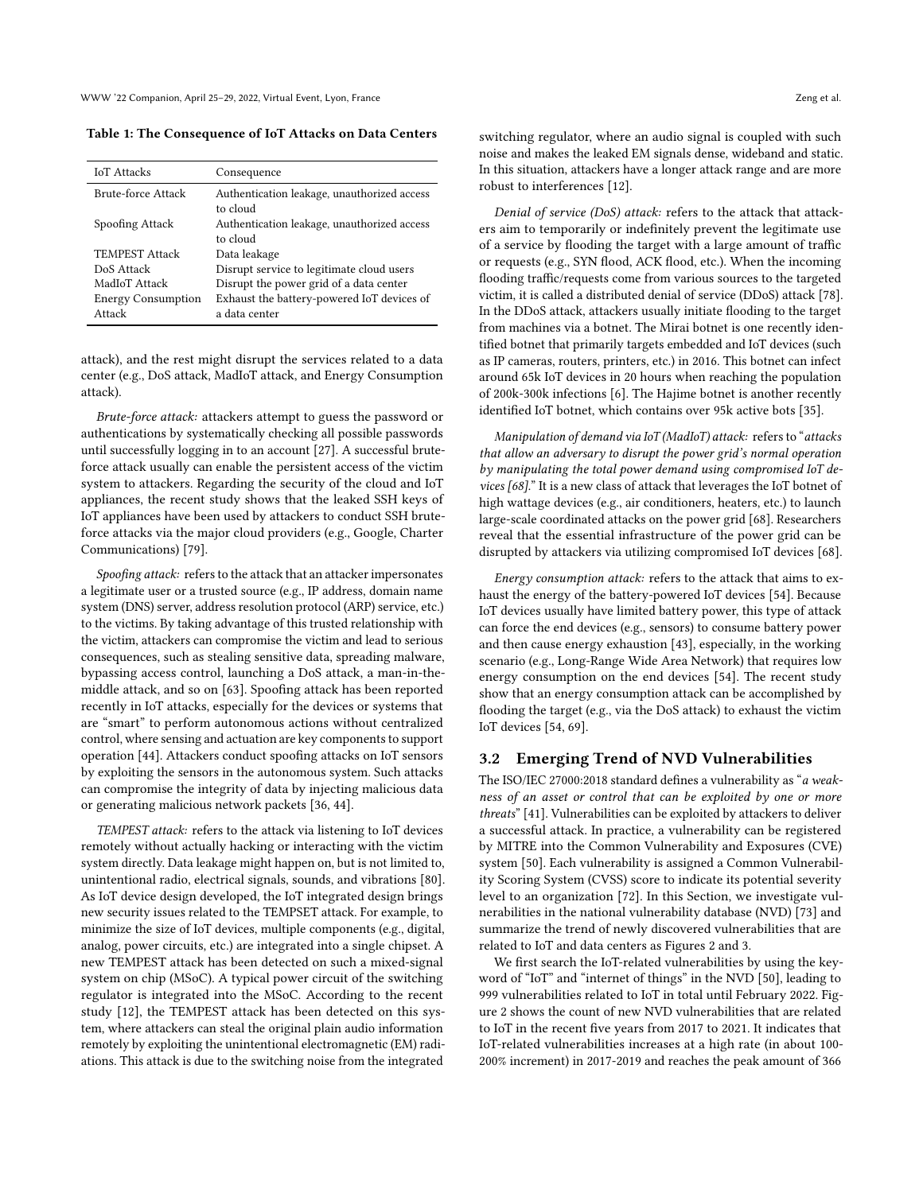Table 1: The Consequence of IoT Attacks on Data Centers

| IoT Attacks | Consequence |
|---|---|
| Brute-force Attack | Authentication leakage, unauthorized access to cloud |
| Spoofing Attack | Authentication leakage, unauthorized access to cloud |
| TEMPEST Attack | Data leakage |
| DoS Attack | Disrupt service to legitimate cloud users |
| MadIoT Attack | Disrupt the power grid of a data center |
| Energy Consumption Attack | Exhaust the battery-powered IoT devices of a data center |

attack), and the rest might disrupt the services related to a data center (e.g., DoS attack, MadIoT attack, and Energy Consumption attack).

*Brute-force attack:* attackers attempt to guess the password or authentications by systematically checking all possible passwords until successfully logging in to an account [27]. A successful brute-force attack usually can enable the persistent access of the victim system to attackers. Regarding the security of the cloud and IoT appliances, the recent study shows that the leaked SSH keys of IoT appliances have been used by attackers to conduct SSH brute-force attacks via the major cloud providers (e.g., Google, Charter Communications) [79].

*Spoofing attack:* refers to the attack that an attacker impersonates a legitimate user or a trusted source (e.g., IP address, domain name system (DNS) server, address resolution protocol (ARP) service, etc.) to the victims. By taking advantage of this trusted relationship with the victim, attackers can compromise the victim and lead to serious consequences, such as stealing sensitive data, spreading malware, bypassing access control, launching a DoS attack, a man-in-the-middle attack, and so on [63]. Spoofing attack has been reported recently in IoT attacks, especially for the devices or systems that are "smart" to perform autonomous actions without centralized control, where sensing and actuation are key components to support operation [44]. Attackers conduct spoofing attacks on IoT sensors by exploiting the sensors in the autonomous system. Such attacks can compromise the integrity of data by injecting malicious data or generating malicious network packets [36, 44].

*TEMPEST attack:* refers to the attack via listening to IoT devices remotely without actually hacking or interacting with the victim system directly. Data leakage might happen on, but is not limited to, unintentional radio, electrical signals, sounds, and vibrations [80]. As IoT device design developed, the IoT integrated design brings new security issues related to the TEMPSET attack. For example, to minimize the size of IoT devices, multiple components (e.g., digital, analog, power circuits, etc.) are integrated into a single chipset. A new TEMPEST attack has been detected on such a mixed-signal system on chip (MSoC). A typical power circuit of the switching regulator is integrated into the MSoC. According to the recent study [12], the TEMPEST attack has been detected on this system, where attackers can steal the original plain audio information remotely by exploiting the unintentional electromagnetic (EM) radiations. This attack is due to the switching noise from the integrated switching regulator, where an audio signal is coupled with such noise and makes the leaked EM signals dense, wideband and static. In this situation, attackers have a longer attack range and are more robust to interferences [12].

*Denial of service (DoS) attack:* refers to the attack that attackers aim to temporarily or indefinitely prevent the legitimate use of a service by flooding the target with a large amount of traffic or requests (e.g., SYN flood, ACK flood, etc.). When the incoming flooding traffic/requests come from various sources to the targeted victim, it is called a distributed denial of service (DDoS) attack [78]. In the DDoS attack, attackers usually initiate flooding to the target from machines via a botnet. The Mirai botnet is one recently identified botnet that primarily targets embedded and IoT devices (such as IP cameras, routers, printers, etc.) in 2016. This botnet can infect around 65k IoT devices in 20 hours when reaching the population of 200k-300k infections [6]. The Hajime botnet is another recently identified IoT botnet, which contains over 95k active bots [35].

*Manipulation of demand via IoT (MadIoT) attack:* refers to "*attacks that allow an adversary to disrupt the power grid's normal operation by manipulating the total power demand using compromised IoT devices [68].*" It is a new class of attack that leverages the IoT botnet of high wattage devices (e.g., air conditioners, heaters, etc.) to launch large-scale coordinated attacks on the power grid [68]. Researchers reveal that the essential infrastructure of the power grid can be disrupted by attackers via utilizing compromised IoT devices [68].

*Energy consumption attack:* refers to the attack that aims to exhaust the energy of the battery-powered IoT devices [54]. Because IoT devices usually have limited battery power, this type of attack can force the end devices (e.g., sensors) to consume battery power and then cause energy exhaustion [43], especially, in the working scenario (e.g., Long-Range Wide Area Network) that requires low energy consumption on the end devices [54]. The recent study show that an energy consumption attack can be accomplished by flooding the target (e.g., via the DoS attack) to exhaust the victim IoT devices [54, 69].

### 3.2 Emerging Trend of NVD Vulnerabilities

The ISO/IEC 27000:2018 standard defines a vulnerability as "*a weakness of an asset or control that can be exploited by one or more threats*" [41]. Vulnerabilities can be exploited by attackers to deliver a successful attack. In practice, a vulnerability can be registered by MITRE into the Common Vulnerability and Exposures (CVE) system [50]. Each vulnerability is assigned a Common Vulnerability Scoring System (CVSS) score to indicate its potential severity level to an organization [72]. In this Section, we investigate vulnerabilities in the national vulnerability database (NVD) [73] and summarize the trend of newly discovered vulnerabilities that are related to IoT and data centers as Figures 2 and 3.

We first search the IoT-related vulnerabilities by using the keyword of "IoT" and "internet of things" in the NVD [50], leading to 999 vulnerabilities related to IoT in total until February 2022. Figure 2 shows the count of new NVD vulnerabilities that are related to IoT in the recent five years from 2017 to 2021. It indicates that IoT-related vulnerabilities increases at a high rate (in about 100-200% increment) in 2017-2019 and reaches the peak amount of 366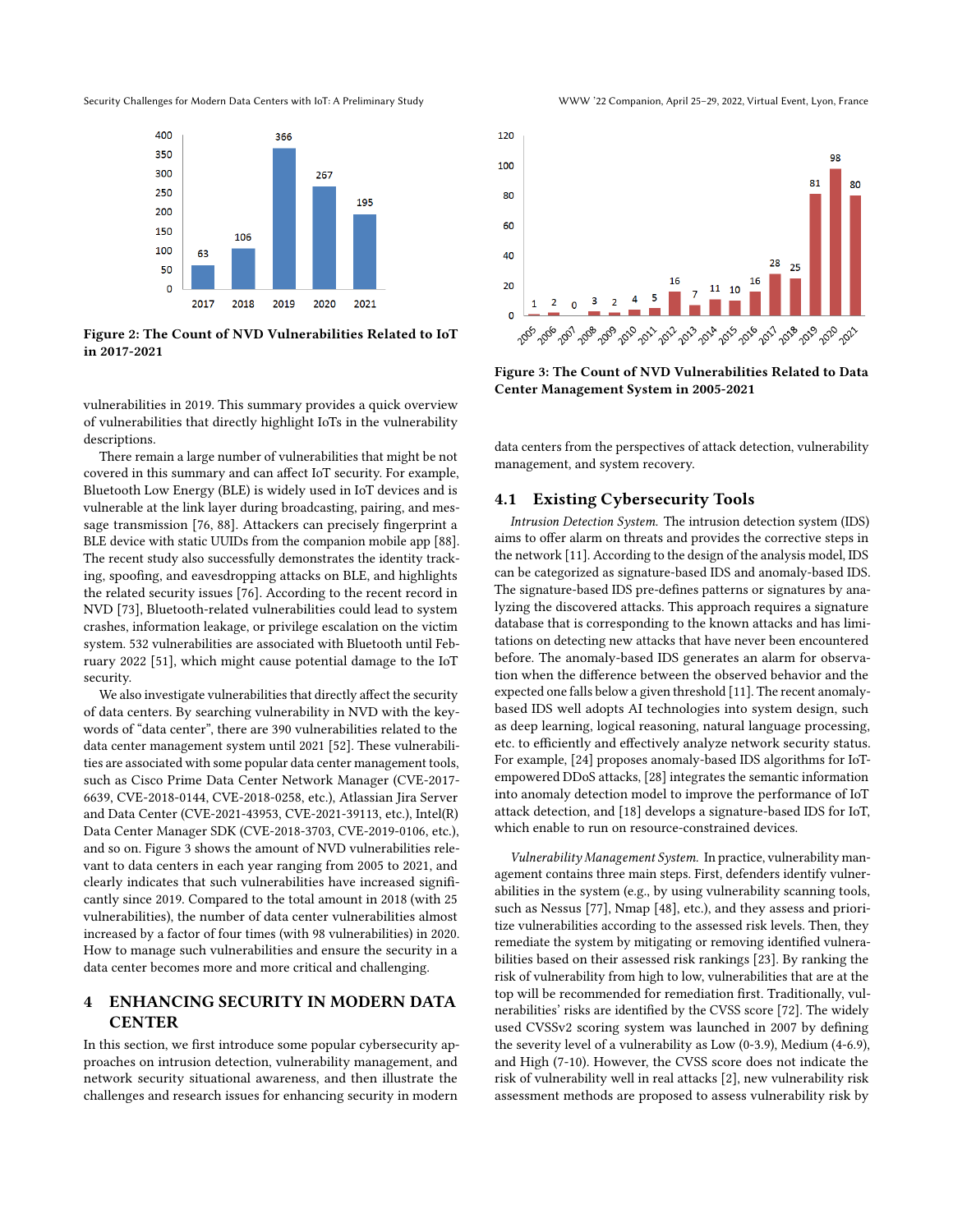Figure 2: The Count of NVD Vulnerabilities Related to IoT in 2017-2021

vulnerabilities in 2019. This summary provides a quick overview of vulnerabilities that directly highlight IoTs in the vulnerability descriptions.

There remain a large number of vulnerabilities that might be not covered in this summary and can affect IoT security. For example, Bluetooth Low Energy (BLE) is widely used in IoT devices and is vulnerable at the link layer during broadcasting, pairing, and message transmission [76, 88]. Attackers can precisely fingerprint a BLE device with static UUIDs from the companion mobile app [88]. The recent study also successfully demonstrates the identity tracking, spoofing, and eavesdropping attacks on BLE, and highlights the related security issues [76]. According to the recent record in NVD [73], Bluetooth-related vulnerabilities could lead to system crashes, information leakage, or privilege escalation on the victim system. 532 vulnerabilities are associated with Bluetooth until February 2022 [51], which might cause potential damage to the IoT security.

We also investigate vulnerabilities that directly affect the security of data centers. By searching vulnerability in NVD with the keywords of "data center", there are 390 vulnerabilities related to the data center management system until 2021 [52]. These vulnerabilities are associated with some popular data center management tools, such as Cisco Prime Data Center Network Manager (CVE-2017-6639, CVE-2018-0144, CVE-2018-0258, etc.), Atlassian Jira Server and Data Center (CVE-2021-43953, CVE-2021-39113, etc.), Intel(R) Data Center Manager SDK (CVE-2018-3703, CVE-2019-0106, etc.), and so on. Figure 3 shows the amount of NVD vulnerabilities relevant to data centers in each year ranging from 2005 to 2021, and clearly indicates that such vulnerabilities have increased significantly since 2019. Compared to the total amount in 2018 (with 25 vulnerabilities), the number of data center vulnerabilities almost increased by a factor of four times (with 98 vulnerabilities) in 2020. How to manage such vulnerabilities and ensure the security in a data center becomes more and more critical and challenging.

## 4 ENHANCING SECURITY IN MODERN DATA CENTER

In this section, we first introduce some popular cybersecurity approaches on intrusion detection, vulnerability management, and network security situational awareness, and then illustrate the challenges and research issues for enhancing security in modern data centers from the perspectives of attack detection, vulnerability management, and system recovery.

Figure 3: The Count of NVD Vulnerabilities Related to Data Center Management System in 2005-2021

### 4.1 Existing Cybersecurity Tools

*Intrusion Detection System.* The intrusion detection system (IDS) aims to offer alarm on threats and provides the corrective steps in the network [11]. According to the design of the analysis model, IDS can be categorized as signature-based IDS and anomaly-based IDS. The signature-based IDS pre-defines patterns or signatures by analyzing the discovered attacks. This approach requires a signature database that is corresponding to the known attacks and has limitations on detecting new attacks that have never been encountered before. The anomaly-based IDS generates an alarm for observation when the difference between the observed behavior and the expected one falls below a given threshold [11]. The recent anomaly-based IDS well adopts AI technologies into system design, such as deep learning, logical reasoning, natural language processing, etc. to efficiently and effectively analyze network security status. For example, [24] proposes anomaly-based IDS algorithms for IoT-empowered DDoS attacks, [28] integrates the semantic information into anomaly detection model to improve the performance of IoT attack detection, and [18] develops a signature-based IDS for IoT, which enable to run on resource-constrained devices.

*Vulnerability Management System.* In practice, vulnerability management contains three main steps. First, defenders identify vulnerabilities in the system (e.g., by using vulnerability scanning tools, such as Nessus [77], Nmap [48], etc.), and they assess and prioritize vulnerabilities according to the assessed risk levels. Then, they remediate the system by mitigating or removing identified vulnerabilities based on their assessed risk rankings [23]. By ranking the risk of vulnerability from high to low, vulnerabilities that are at the top will be recommended for remediation first. Traditionally, vulnerabilities' risks are identified by the CVSS score [72]. The widely used CVSSv2 scoring system was launched in 2007 by defining the severity level of a vulnerability as Low (0-3.9), Medium (4-6.9), and High (7-10). However, the CVSS score does not indicate the risk of vulnerability well in real attacks [2], new vulnerability risk assessment methods are proposed to assess vulnerability risk by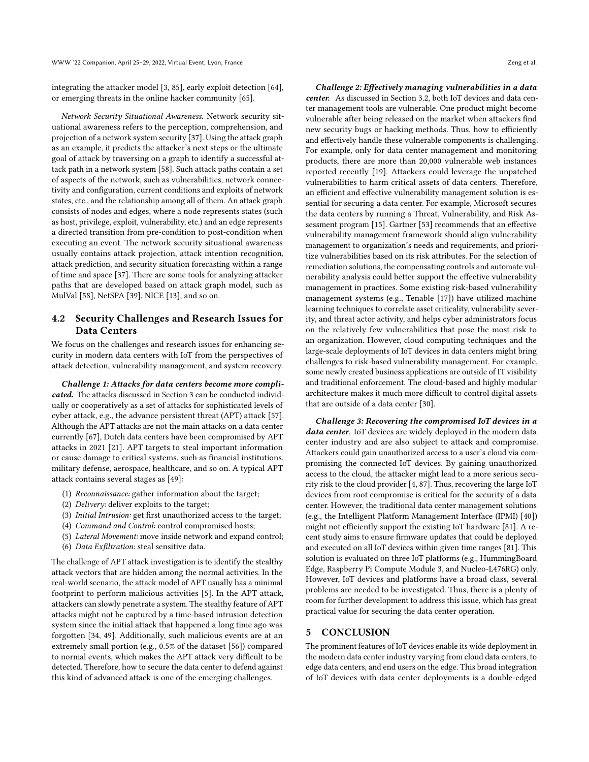integrating the attacker model [3, 85], early exploit detection [64], or emerging threats in the online hacker community [65].

*Network Security Situational Awareness.* Network security situational awareness refers to the perception, comprehension, and projection of a network system security [37]. Using the attack graph as an example, it predicts the attacker's next steps or the ultimate goal of attack by traversing on a graph to identify a successful attack path in a network system [58]. Such attack paths contain a set of aspects of the network, such as vulnerabilities, network connectivity and configuration, current conditions and exploits of network states, etc., and the relationship among all of them. An attack graph consists of nodes and edges, where a node represents states (such as host, privilege, exploit, vulnerability, etc.) and an edge represents a directed transition from pre-condition to post-condition when executing an event. The network security situational awareness usually contains attack projection, attack intention recognition, attack prediction, and security situation forecasting within a range of time and space [37]. There are some tools for analyzing attacker paths that are developed based on attack graph model, such as MulVal [58], NetSPA [39], NICE [13], and so on.

## 4.2 Security Challenges and Research Issues for Data Centers

We focus on the challenges and research issues for enhancing security in modern data centers with IoT from the perspectives of attack detection, vulnerability management, and system recovery.

***Challenge 1: Attacks for data centers become more complicated.*** The attacks discussed in Section 3 can be conducted individually or cooperatively as a set of attacks for sophisticated levels of cyber attack, e.g., the advance persistent threat (APT) attack [57]. Although the APT attacks are not the main attacks on a data center currently [67], Dutch data centers have been compromised by APT attacks in 2021 [21]. APT targets to steal important information or cause damage to critical systems, such as financial institutions, military defense, aerospace, healthcare, and so on. A typical APT attack contains several stages as [49]:

1. *Reconnaissance:* gather information about the target;
2. *Delivery:* deliver exploits to the target;
3. *Initial Intrusion:* get first unauthorized access to the target;
4. *Command and Control:* control compromised hosts;
5. *Lateral Movement:* move inside network and expand control;
6. *Data Exfiltration:* steal sensitive data.

The challenge of APT attack investigation is to identify the stealthy attack vectors that are hidden among the normal activities. In the real-world scenario, the attack model of APT usually has a minimal footprint to perform malicious activities [5]. In the APT attack, attackers can slowly penetrate a system. The stealthy feature of APT attacks might not be captured by a time-based intrusion detection system since the initial attack that happened a long time ago was forgotten [34, 49]. Additionally, such malicious events are at an extremely small portion (e.g., 0.5% of the dataset [56]) compared to normal events, which makes the APT attack very difficult to be detected. Therefore, how to secure the data center to defend against this kind of advanced attack is one of the emerging challenges.

***Challenge 2: Effectively managing vulnerabilities in a data center.*** As discussed in Section 3.2, both IoT devices and data center management tools are vulnerable. One product might become vulnerable after being released on the market when attackers find new security bugs or hacking methods. Thus, how to efficiently and effectively handle these vulnerable components is challenging. For example, only for data center management and monitoring products, there are more than 20,000 vulnerable web instances reported recently [19]. Attackers could leverage the unpatched vulnerabilities to harm critical assets of data centers. Therefore, an efficient and effective vulnerability management solution is essential for securing a data center. For example, Microsoft secures the data centers by running a Threat, Vulnerability, and Risk Assessment program [15]. Gartner [53] recommends that an effective vulnerability management framework should align vulnerability management to organization's needs and requirements, and prioritize vulnerabilities based on its risk attributes. For the selection of remediation solutions, the compensating controls and automate vulnerability analysis could better support the effective vulnerability management in practices. Some existing risk-based vulnerability management systems (e.g., Tenable [17]) have utilized machine learning techniques to correlate asset criticality, vulnerability severity, and threat actor activity, and helps cyber administrators focus on the relatively few vulnerabilities that pose the most risk to an organization. However, cloud computing techniques and the large-scale deployments of IoT devices in data centers might bring challenges to risk-based vulnerability management. For example, some newly created business applications are outside of IT visibility and traditional enforcement. The cloud-based and highly modular architecture makes it much more difficult to control digital assets that are outside of a data center [30].

***Challenge 3: Recovering the compromised IoT devices in a data center.*** IoT devices are widely deployed in the modern data center industry and are also subject to attack and compromise. Attackers could gain unauthorized access to a user's cloud via compromising the connected IoT devices. By gaining unauthorized access to the cloud, the attacker might lead to a more serious security risk to the cloud provider [4, 87]. Thus, recovering the large IoT devices from root compromise is critical for the security of a data center. However, the traditional data center management solutions (e.g., the Intelligent Platform Management Interface (IPMI) [40]) might not efficiently support the existing IoT hardware [81]. A recent study aims to ensure firmware updates that could be deployed and executed on all IoT devices within given time ranges [81]. This solution is evaluated on three IoT platforms (e.g., HummingBoard Edge, Raspberry Pi Compute Module 3, and Nucleo-L476RG) only. However, IoT devices and platforms have a broad class, several problems are needed to be investigated. Thus, there is a plenty of room for further development to address this issue, which has great practical value for securing the data center operation.

# 5 CONCLUSION

The prominent features of IoT devices enable its wide deployment in the modern data center industry varying from cloud data centers, to edge data centers, and end users on the edge. This broad integration of IoT devices with data center deployments is a double-edged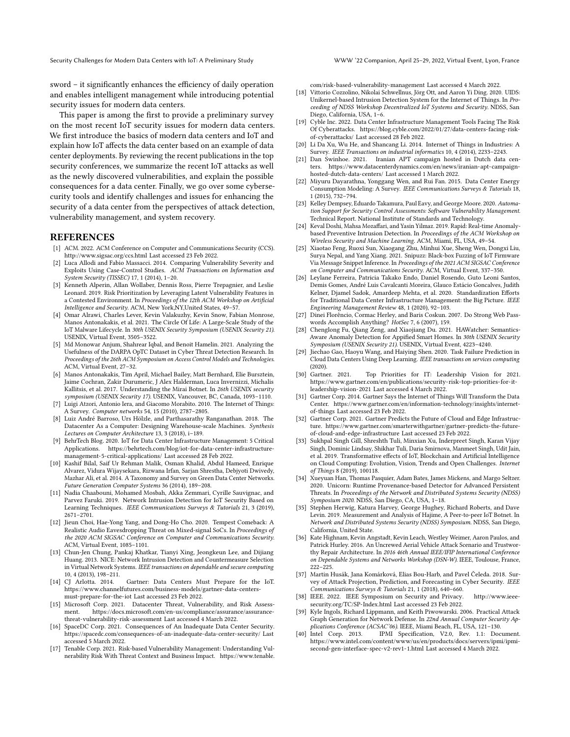sword – it significantly enhances the efficiency of daily operation and enables intelligent management while introducing potential security issues for modern data centers.

This paper is among the first to provide a preliminary survey on the most recent IoT security issues for modern data centers. We first introduce the basics of modern data centers and IoT and explain how IoT affects the data center based on an example of data center deployments. By reviewing the recent publications in the top security conferences, we summarize the recent IoT attacks as well as the newly discovered vulnerabilities, and explain the possible consequences for a data center. Finally, we go over some cybersecurity tools and identify challenges and issues for enhancing the security of a data center from the perspectives of attack detection, vulnerability management, and system recovery.

## REFERENCES

- [1] ACM. 2022. ACM Conference on Computer and Communications Security (CCS). http://www.sigsac.org/ccs.html Last accessed 23 Feb 2022.
- [2] Luca Allodi and Fabio Massacci. 2014. Comparing Vulnerability Severity and Exploits Using Case-Control Studies. *ACM Transactions on Information and System Security (TISSEC)* 17, 1 (2014), 1–20.
- [3] Kenneth Alperin, Allan Wollaber, Dennis Ross, Pierre Trepagnier, and Leslie Leonard. 2019. Risk Prioritization by Leveraging Latent Vulnerability Features in a Contested Environment. In *Proceedings of the 12th ACM Workshop on Artificial Intelligence and Security*. ACM, New York,NY,United States, 49–57.
- [4] Omar Alrawi, Charles Lever, Kevin Valakuzhy, Kevin Snow, Fabian Monrose, Manos Antonakakis, et al. 2021. The Circle Of Life: A Large-Scale Study of the IoT Malware Lifecycle. In *30th USENIX Security Symposium (USENIX Security 21)*. USENIX, Virtual Event, 3505–3522.
- [5] Md Monowar Anjum, Shahrear Iqbal, and Benoit Hamelin. 2021. Analyzing the Usefulness of the DARPA OpTC Dataset in Cyber Threat Detection Research. In *Proceedings of the 26th ACM Symposium on Access Control Models and Technologies*. ACM, Virtual Event, 27–32.
- [6] Manos Antonakakis, Tim April, Michael Bailey, Matt Bernhard, Elie Bursztein, Jaime Cochran, Zakir Durumeric, J Alex Halderman, Luca Invernizzi, Michalis Kallitsis, et al. 2017. Understanding the Mirai Botnet. In *26th USENIX security symposium (USENIX Security 17)*. USENIX, Vancouver, BC, Canada, 1093–1110.
- [7] Luigi Atzori, Antonio Iera, and Giacomo Morabito. 2010. The Internet of Things: A Survey. *Computer networks* 54, 15 (2010), 2787–2805.
- [8] Luiz André Barroso, Urs Hölzle, and Parthasarathy Ranganathan. 2018. The Datacenter As a Computer: Designing Warehouse-scale Machines. *Synthesis Lectures on Computer Architecture* 13, 3 (2018), i–189.
- [9] BehrTech Blog. 2020. IoT for Data Center Infrastructure Management: 5 Critical Applications. https://behrtech.com/blog/iot-for-data-center-infrastructure-management-5-critical-applications/ Last accessed 28 Feb 2022.
- [10] Kashif Bilal, Saif Ur Rehman Malik, Osman Khalid, Abdul Hameed, Enrique Alvarez, Vidura Wijaysekara, Rizwana Irfan, Sarjan Shrestha, Debjyoti Dwivedy, Mazhar Ali, et al. 2014. A Taxonomy and Survey on Green Data Center Networks. *Future Generation Computer Systems* 36 (2014), 189–208.
- [11] Nadia Chaabouni, Mohamed Mosbah, Akka Zemmari, Cyrille Sauvignac, and Parvez Faruki. 2019. Network Intrusion Detection for IoT Security Based on Learning Techniques. *IEEE Communications Surveys & Tutorials* 21, 3 (2019), 2671–2701.
- [12] Jieun Choi, Hae-Yong Yang, and Dong-Ho Cho. 2020. Tempest Comeback: A Realistic Audio Eavesdropping Threat on Mixed-signal SoCs. In *Proceedings of the 2020 ACM SIGSAC Conference on Computer and Communications Security*. ACM, Virtual Event, 1085–1101.
- [13] Chun-Jen Chung, Pankaj Khatkar, Tianyi Xing, Jeongkeun Lee, and Dijiang Huang. 2013. NICE: Network Intrusion Detection and Countermeasure Selection in Virtual Network Systems. *IEEE transactions on dependable and secure computing* 10, 4 (2013), 198–211.
- [14] CJ Arlotta. 2014. Gartner: Data Centers Must Prepare for the IoT. https://www.channelfutures.com/business-models/gartner-data-centers-must-prepare-for-the-iot Last accessed 23 Feb 2022.
- [15] Microsoft Corp. 2021. Datacenter Threat, Vulnerability, and Risk Assessment. https://docs.microsoft.com/en-us/compliance/assurance/assurance-threat-vulnerability-risk-assessment Last accessed 4 March 2022.
- [16] SpaceDC Corp. 2021. Consequences of An Inadequate Data Center Security. https://spacedc.com/consequences-of-an-inadequate-data-center-security/ Last accessed 5 March 2022.
- [17] Tenable Corp. 2021. Risk-based Vulnerability Management: Understanding Vulnerability Risk With Threat Context and Business Impact. https://www.tenable.com/risk-based-vulnerability-management Last accessed 4 March 2022.
- [18] Vittorio Cozzolino, Nikolai Schwellnus, Jörg Ott, and Aaron Yi Ding. 2020. UIDS: Unikernel-based Intrusion Detection System for the Internet of Things. In *Proceeding of NDSS Workshop Decentralized IoT Systems and Security*. NDSS, San Diego, California, USA, 1–6.
- [19] Cyble Inc. 2022. Data Center Infrastructure Management Tools Facing The Risk Of Cyberattacks. https://blog.cyble.com/2022/01/27/data-centers-facing-risk-of-cyberattacks/ Last accessed 28 Feb 2022.
- [20] Li Da Xu, Wu He, and Shancang Li. 2014. Internet of Things in Industries: A Survey. *IEEE Transactions on industrial informatics* 10, 4 (2014), 2233–2243.
- [21] Dan Swinhoe. 2021. Iranian APT campaign hosted in Dutch data centers. https://www.datacenterdynamics.com/en/news/iranian-apt-campaign-hosted-dutch-data-centers/ Last accessed 1 March 2022.
- [22] Miyuru Dayarathna, Yonggang Wen, and Rui Fan. 2015. Data Center Energy Consumption Modeling: A Survey. *IEEE Communications Surveys & Tutorials* 18, 1 (2015), 732–794.
- [23] Kelley Dempsey, Eduardo Takamura, Paul Eavy, and George Moore. 2020. *Automation Support for Security Control Assessments: Software Vulnerability Management*. Technical Report. National Institute of Standards and Technology.
- [24] Keval Doshi, Mahsa Mozaffari, and Yasin Yilmaz. 2019. Rapid: Real-time Anomaly-based Preventive Intrusion Detection. In *Proceedings of the ACM Workshop on Wireless Security and Machine Learning*. ACM, Miami, FL, USA, 49–54.
- [25] Xiaotao Feng, Ruoxi Sun, Xiaogang Zhu, Minhui Xue, Sheng Wen, Dongxi Liu, Surya Nepal, and Yang Xiang. 2021. Snipuzz: Black-box Fuzzing of IoT Firmware Via Message Snippet Inference. In *Proceedings of the 2021 ACM SIGSAC Conference on Computer and Communications Security*. ACM, Virtual Event, 337–350.
- [26] Leylane Ferreira, Patricia Takako Endo, Daniel Rosendo, Guto Leoni Santos, Demis Gomes, André Luis Cavalcanti Moreira, Glauco Estácio Goncalves, Judith Kelner, Djamel Sadok, Amardeep Mehta, et al. 2020. Standardization Efforts for Traditional Data Center Infrastructure Management: the Big Picture. *IEEE Engineering Management Review* 48, 1 (2020), 92–103.
- [27] Dinei Florêncio, Cormac Herley, and Baris Coskun. 2007. Do Strong Web Passwords Accomplish Anything? *HotSec* 7, 6 (2007), 159.
- [28] Chenglong Fu, Qiang Zeng, and Xiaojiang Du. 2021. HAWatcher: Semantics-Aware Anomaly Detection for Appified Smart Homes. In *30th USENIX Security Symposium (USENIX Security 21)*. USENIX, Virtual Event, 4223–4240.
- [29] Jiechao Gao, Haoyu Wang, and Haiying Shen. 2020. Task Failure Prediction in Cloud Data Centers Using Deep Learning. *IEEE transactions on services computing* (2020).
- [30] Gartner. 2021. Top Priorities for IT: Leadership Vision for 2021. https://www.gartner.com/en/publications/security-risk-top-priorities-for-it-leadership-vision-2021 Last accessed 4 March 2022.
- [31] Gartner Corp. 2014. Gartner Says the Internet of Things Will Transform the Data Center. https://www.gartner.com/en/information-technology/insights/internet-of-things Last accessed 23 Feb 2022.
- [32] Gartner Corp. 2021. Gartner Predicts the Future of Cloud and Edge Infrastructure. https://www.gartner.com/smarterwithgartner/gartner-predicts-the-future-of-cloud-and-edge-infrastructure Last accessed 23 Feb 2022.
- [33] Sukhpal Singh Gill, Shreshth Tuli, Minxian Xu, Inderpreet Singh, Karan Vijay Singh, Dominic Lindsay, Shikhar Tuli, Daria Smirnova, Manmeet Singh, Udit Jain, et al. 2019. Transformative effects of IoT, Blockchain and Artificial Intelligence on Cloud Computing: Evolution, Vision, Trends and Open Challenges. *Internet of Things* 8 (2019), 100118.
- [34] Xueyuan Han, Thomas Pasquier, Adam Bates, James Mickens, and Margo Seltzer. 2020. Unicorn: Runtime Provenance-based Detector for Advanced Persistent Threats. In *Proceedings of the Network and Distributed Systems Security (NDSS) Symposium 2020*. NDSS, San Diego, CA, USA, 1–18.
- [35] Stephen Herwig, Katura Harvey, George Hughey, Richard Roberts, and Dave Levin. 2019. Measurement and Analysis of Hajime, A Peer-to-peer IoT Botnet. In *Network and Distributed Systems Security (NDSS) Symposium*. NDSS, San Diego, California, United State.
- [36] Kate Highnam, Kevin Angstadt, Kevin Leach, Westley Weimer, Aaron Paulos, and Patrick Hurley. 2016. An Uncrewed Aerial Vehicle Attack Scenario and Trustworthy Repair Architecture. In *2016 46th Annual IEEE/IFIP International Conference on Dependable Systems and Networks Workshop (DSN-W)*. IEEE, Toulouse, France, 222–225.
- [37] Martin Husák, Jana Komárková, Elias Bou-Harb, and Pavel Čeleda. 2018. Survey of Attack Projection, Prediction, and Forecasting in Cyber Security. *IEEE Communications Surveys & Tutorials* 21, 1 (2018), 640–660.
- [38] IEEE. 2022. IEEE Symposium on Security and Privacy. http://www.ieee-security.org/TC/SP-Index.html Last accessed 23 Feb 2022.
- [39] Kyle Ingols, Richard Lippmann, and Keith Piwowarski. 2006. Practical Attack Graph Generation for Network Defense. In *22nd Annual Computer Security Applications Conference (ACSAC'06)*. IEEE, Miami Beach, FL, USA, 121–130.
- [40] Intel Corp. 2013. IPMI Specification, V2.0, Rev. 1.1: Document. https://www.intel.com/content/www/us/en/products/docs/servers/ipmi/ipmi-second-gen-interface-spec-v2-rev1-1.html Last accessed 4 March 2022.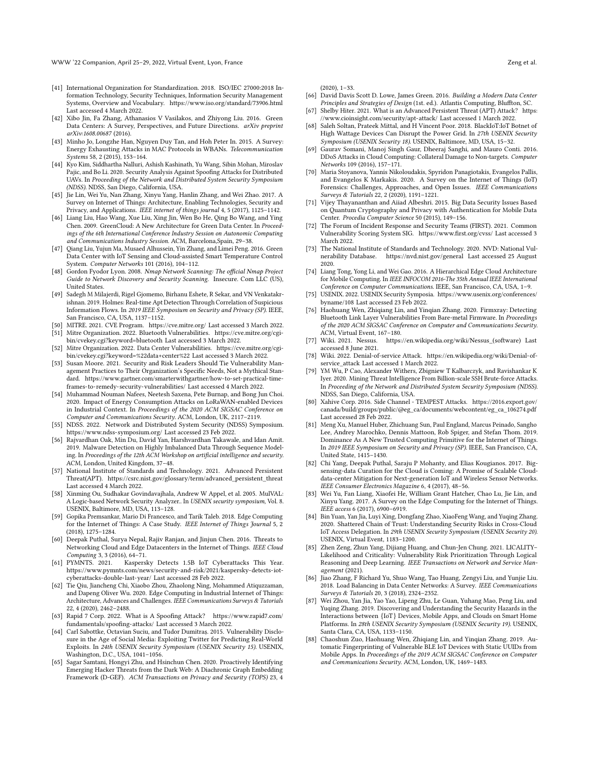- [41] International Organization for Standardization. 2018. ISO/IEC 27000:2018 Information Technology, Security Techniques, Information Security Management Systems, Overview and Vocabulary. https://www.iso.org/standard/73906.html Last accessed 4 March 2022.
- [42] Xibo Jin, Fa Zhang, Athanasios V Vasilakos, and Zhiyong Liu. 2016. Green Data Centers: A Survey, Perspectives, and Future Directions. *arXiv preprint arXiv:1608.00687* (2016).
- [43] Minho Jo, Longzhe Han, Nguyen Duy Tan, and Hoh Peter In. 2015. A Survey: Energy Exhausting Attacks in MAC Protocols in WBANs. *Telecommunication Systems* 58, 2 (2015), 153–164.
- [44] Kyo Kim, Siddhartha Nalluri, Ashish Kashinath, Yu Wang, Sibin Mohan, Miroslav Pajic, and Bo Li. 2020. Security Analysis Against Spoofing Attacks for Distributed UAVs. In *Proceeding of the Network and Distributed System Security Symposium (NDSS)*. NDSS, San Diego, California, USA.
- [45] Jie Lin, Wei Yu, Nan Zhang, Xinyu Yang, Hanlin Zhang, and Wei Zhao. 2017. A Survey on Internet of Things: Architecture, Enabling Technologies, Security and Privacy, and Applications. *IEEE internet of things journal* 4, 5 (2017), 1125–1142.
- [46] Liang Liu, Hao Wang, Xue Liu, Xing Jin, Wen Bo He, Qing Bo Wang, and Ying Chen. 2009. GreenCloud: A New Architecture for Green Data Center. In *Proceedings of the 6th International Conference Industry Session on Autonomic Computing and Communications Industry Session*. ACM, Barcelona,Spain, 29–38.
- [47] Qiang Liu, Yujun Ma, Musaed Alhussein, Yin Zhang, and Limei Peng. 2016. Green Data Center with IoT Sensing and Cloud-assisted Smart Temperature Control System. *Computer Networks* 101 (2016), 104–112.
- [48] Gordon Fyodor Lyon. 2008. *Nmap Network Scanning: The official Nmap Project Guide to Network Discovery and Security Scanning.* Insecure. Com LLC (US), United States.
- [49] Sadegh M Milajerdi, Rigel Gjomemo, Birhanu Eshete, R Sekar, and VN Venkatakrishnan. 2019. Holmes: Real-time Apt Detection Through Correlation of Suspicious Information Flows. In *2019 IEEE Symposium on Security and Privacy (SP)*. IEEE, San Francisco, CA, USA, 1137–1152.
- [50] MITRE. 2021. CVE Program. https://cve.mitre.org/ Last accessed 3 March 2022.
- [51] Mitre Organization. 2022. Bluetooth Vulnerabilities. https://cve.mitre.org/cgi-bin/cvekey.cgi?keyword=bluetooth Last accessed 3 March 2022.
- [52] Mitre Organization. 2022. Data Center Vulnerabilities. https://cve.mitre.org/cgi-bin/cvekey.cgi?keyword=%22data+center%22 Last accessed 3 March 2022.
- [53] Susan Moore. 2021. Security and Risk Leaders Should Tie Vulnerability Management Practices to Their Organization's Specific Needs, Not a Mythical Standard. https://www.gartner.com/smarterwithgartner/how-to-set-practical-time-frames-to-remedy-security-vulnerabilities/ Last accessed 4 March 2022.
- [54] Muhammad Nouman Nafees, Neetesh Saxena, Pete Burnap, and Bong Jun Choi. 2020. Impact of Energy Consumption Attacks on LoRaWAN-enabled Devices in Industrial Context. In *Proceedings of the 2020 ACM SIGSAC Conference on Computer and Communications Security*. ACM, London, UK, 2117–2119.
- [55] NDSS. 2022. Network and Distributed System Security (NDSS) Symposium. https://www.ndss-symposium.org/ Last accessed 23 Feb 2022.
- [56] Rajvardhan Oak, Min Du, David Yan, Harshvardhan Takawale, and Idan Amit. 2019. Malware Detection on Highly Imbalanced Data Through Sequence Modeling. In *Proceedings of the 12th ACM Workshop on artificial intelligence and security*. ACM, London, United Kingdom, 37–48.
- [57] National Institute of Standards and Technology. 2021. Advanced Persistent Threat(APT). https://csrc.nist.gov/glossary/term/advanced_persistent_threat Last accessed 4 March 2022.
- [58] Xinming Ou, Sudhakar Govindavajhala, Andrew W Appel, et al. 2005. MulVAL: A Logic-based Network Security Analyzer.. In *USENIX security symposium*, Vol. 8. USENIX, Baltimore, MD, USA, 113–128.
- [59] Gopika Premsankar, Mario Di Francesco, and Tarik Taleb. 2018. Edge Computing for the Internet of Things: A Case Study. *IEEE Internet of Things Journal* 5, 2 (2018), 1275–1284.
- [60] Deepak Puthal, Surya Nepal, Rajiv Ranjan, and Jinjun Chen. 2016. Threats to Networking Cloud and Edge Datacenters in the Internet of Things. *IEEE Cloud Computing* 3, 3 (2016), 64–71.
- [61] PYMNTS. 2021. Kaspersky Detects 1.5B IoT Cyberattacks This Year. https://www.pymnts.com/news/security-and-risk/2021/kaspersky-detects-iot-cyberattacks-double-last-year/ Last accessed 28 Feb 2022.
- [62] Tie Qiu, Jiancheng Chi, Xiaobo Zhou, Zhaolong Ning, Mohammed Atiquzzaman, and Dapeng Oliver Wu. 2020. Edge Computing in Industrial Internet of Things: Architecture, Advances and Challenges. *IEEE Communications Surveys & Tutorials* 22, 4 (2020), 2462–2488.
- [63] Rapid 7 Corp. 2022. What is A Spoofing Attack? https://www.rapid7.com/fundamentals/spoofing-attacks/ Last accessed 3 March 2022.
- [64] Carl Sabottke, Octavian Suciu, and Tudor Dumitraş. 2015. Vulnerability Disclosure in the Age of Social Media: Exploiting Twitter for Predicting Real-World Exploits. In *24th USENIX Security Symposium (USENIX Security 15)*. USENIX, Washington, D.C., USA, 1041–1056.
- [65] Sagar Samtani, Hongyi Zhu, and Hsinchun Chen. 2020. Proactively Identifying Emerging Hacker Threats from the Dark Web: A Diachronic Graph Embedding Framework (D-GEF). *ACM Transactions on Privacy and Security (TOPS)* 23, 4 (2020), 1–33.
- [66] David Davis Scott D. Lowe, James Green. 2016. *Building a Modern Data Center Principles and Strategies of Design* (1st. ed.). Atlantis Computing, Bluffton, SC.
- [67] Shelby Hiter. 2021. What is an Advanced Persistent Threat (APT) Attack? https://www.cioinsight.com/security/apt-attack/ Last accessed 1 March 2022.
- [68] Saleh Soltan, Prateek Mittal, and H Vincent Poor. 2018. BlackIoT:IoT Botnet of High Wattage Devices Can Disrupt the Power Grid. In *27th USENIX Security Symposium (USENIX Security 18)*. USENIX, Baltimore, MD, USA, 15–32.
- [69] Gaurav Somani, Manoj Singh Gaur, Dheeraj Sanghi, and Mauro Conti. 2016. DDoS Attacks in Cloud Computing: Collateral Damage to Non-targets. *Computer Networks* 109 (2016), 157–171.
- [70] Maria Stoyanova, Yannis Nikoloudakis, Spyridon Panagiotakis, Evangelos Pallis, and Evangelos K Markakis. 2020. A Survey on the Internet of Things (IoT) Forensics: Challenges, Approaches, and Open Issues. *IEEE Communications Surveys & Tutorials* 22, 2 (2020), 1191–1221.
- [71] Vijey Thayananthan and Aiiad Albeshri. 2015. Big Data Security Issues Based on Quantum Cryptography and Privacy with Authentication for Mobile Data Center. *Procedia Computer Science* 50 (2015), 149–156.
- [72] The Forum of Incident Response and Security Teams (FIRST). 2021. Common Vulnerability Scoring System SIG. https://www.first.org/cvss/ Last accessed 3 March 2022.
- [73] The National Institute of Standards and Technology. 2020. NVD: National Vulnerability Database. https://nvd.nist.gov/general Last accessed 25 August 2020.
- [74] Liang Tong, Yong Li, and Wei Gao. 2016. A Hierarchical Edge Cloud Architecture for Mobile Computing. In *IEEE INFOCOM 2016-The 35th Annual IEEE International Conference on Computer Communications*. IEEE, San Francisco, CA, USA, 1–9.
- [75] USENIX. 2022. USENIX Security Symposia. https://www.usenix.org/conferences/byname/108 Last accessed 23 Feb 2022.
- [76] Haohuang Wen, Zhiqiang Lin, and Yinqian Zhang. 2020. Firmxray: Detecting Bluetooth Link Layer Vulnerabilities From Bare-metal Firmware. In *Proceedings of the 2020 ACM SIGSAC Conference on Computer and Communications Security*. ACM, Virtual Event, 167–180.
- [77] Wiki. 2021. Nessus. https://en.wikipedia.org/wiki/Nessus_(software) Last accessed 8 June 2021.
- [78] Wiki. 2022. Denial-of-service Attack. https://en.wikipedia.org/wiki/Denial-of-service_attack Last accessed 1 March 2022.
- [79] YM Wu, P Cao, Alexander Withers, Zbigniew T Kalbarczyk, and Ravishankar K Iyer. 2020. Mining Threat Intelligence From Billion-scale SSH Brute-force Attacks. In *Proceeding of the Network and Distributed System Security Symposium (NDSS)*. NDSS, San Diego, California, USA.
- [80] Xahive Corp. 2016. Side Channel - TEMPEST Attacks. https://2016.export.gov/canada/build/groups/public/@eg_ca/documents/webcontent/eg_ca_106274.pdf Last accessed 28 Feb 2022.
- [81] Meng Xu, Manuel Huber, Zhichuang Sun, Paul England, Marcus Peinado, Sangho Lee, Andrey Marochko, Dennis Mattoon, Rob Spiger, and Stefan Thom. 2019. Dominance As A New Trusted Computing Primitive for the Internet of Things. In *2019 IEEE Symposium on Security and Privacy (SP)*. IEEE, San Francisco, CA, United State, 1415–1430.
- [82] Chi Yang, Deepak Puthal, Saraju P Mohanty, and Elias Kougianos. 2017. Big-sensing-data Curation for the Cloud is Coming: A Promise of Scalable Cloud-data-center Mitigation for Next-generation IoT and Wireless Sensor Networks. *IEEE Consumer Electronics Magazine* 6, 4 (2017), 48–56.
- [83] Wei Yu, Fan Liang, Xiaofei He, William Grant Hatcher, Chao Lu, Jie Lin, and Xinyu Yang. 2017. A Survey on the Edge Computing for the Internet of Things. *IEEE access* 6 (2017), 6900–6919.
- [84] Bin Yuan, Yan Jia, Luyi Xing, Dongfang Zhao, XiaoFeng Wang, and Yuqing Zhang. 2020. Shattered Chain of Trust: Understanding Security Risks in Cross-Cloud IoT Access Delegation. In *29th USENIX Security Symposium (USENIX Security 20)*. USENIX, Virtual Event, 1183–1200.
- [85] Zhen Zeng, Zhun Yang, Dijiang Huang, and Chun-Jen Chung. 2021. LICALITY–Likelihood and Criticality: Vulnerability Risk Prioritization Through Logical Reasoning and Deep Learning. *IEEE Transactions on Network and Service Management* (2021).
- [86] Jiao Zhang, F Richard Yu, Shuo Wang, Tao Huang, Zengyi Liu, and Yunjie Liu. 2018. Load Balancing in Data Center Networks: A Survey. *IEEE Communications Surveys & Tutorials* 20, 3 (2018), 2324–2352.
- [87] Wei Zhou, Yan Jia, Yao Yao, Lipeng Zhu, Le Guan, Yuhang Mao, Peng Liu, and Yuqing Zhang. 2019. Discovering and Understanding the Security Hazards in the Interactions between {IoT} Devices, Mobile Apps, and Clouds on Smart Home Platforms. In *28th USENIX Security Symposium (USENIX Security 19)*. USENIX, Santa Clara, CA, USA, 1133–1150.
- [88] Chaoshun Zuo, Haohuang Wen, Zhiqiang Lin, and Yinqian Zhang. 2019. Automatic Fingerprinting of Vulnerable BLE IoT Devices with Static UUIDs from Mobile Apps. In *Proceedings of the 2019 ACM SIGSAC Conference on Computer and Communications Security*. ACM, London, UK, 1469–1483.